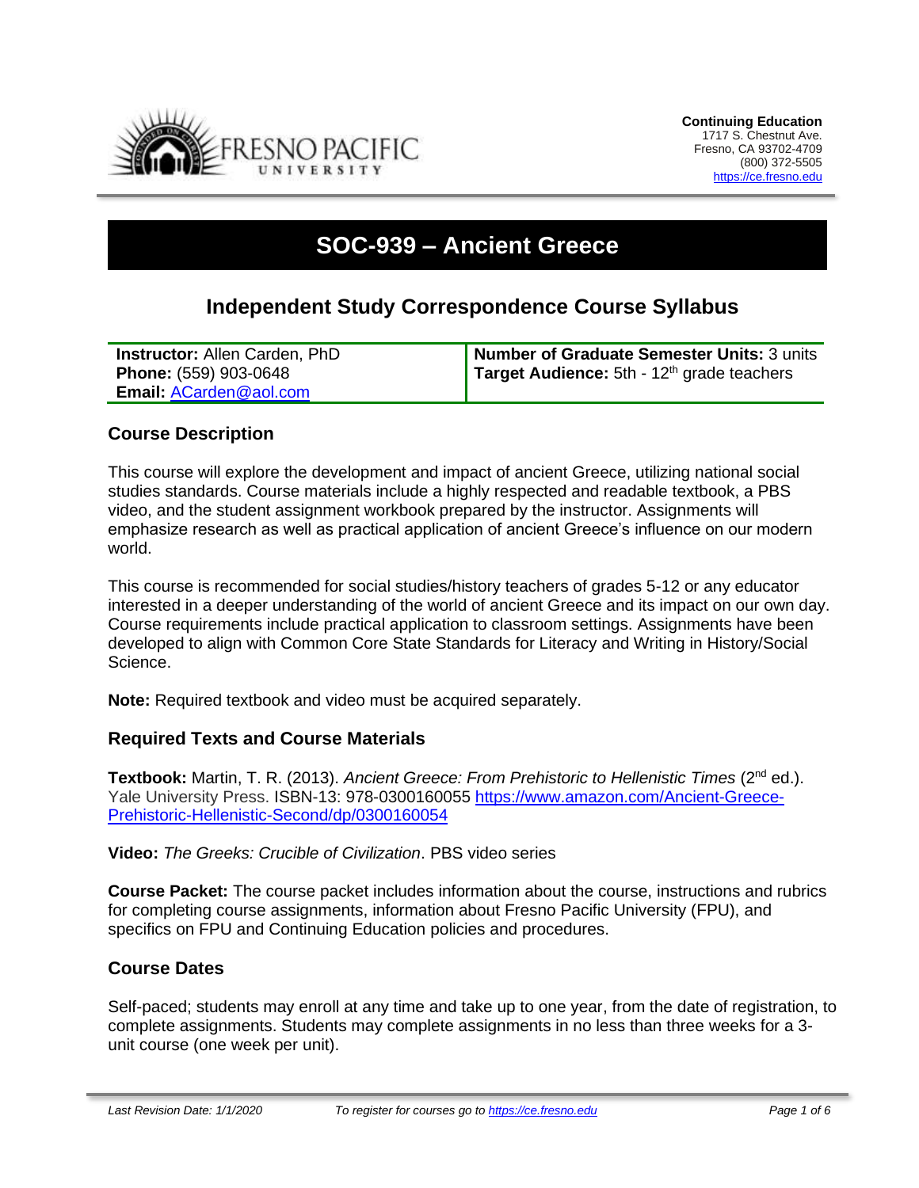**Continuing Education**
1717 S. Chestnut Ave.
Fresno, CA 93702-4709
(800) 372-5505
https://ce.fresno.edu

# SOC-939 – Ancient Greece

## Independent Study Correspondence Course Syllabus

| **Instructor:** Allen Carden, PhD<br>**Phone:** (559) 903-0648<br>**Email:** ACarden@aol.com | **Number of Graduate Semester Units:** 3 units<br>**Target Audience:** 5th - 12th grade teachers |
|---|---|

### Course Description

This course will explore the development and impact of ancient Greece, utilizing national social studies standards. Course materials include a highly respected and readable textbook, a PBS video, and the student assignment workbook prepared by the instructor. Assignments will emphasize research as well as practical application of ancient Greece's influence on our modern world.

This course is recommended for social studies/history teachers of grades 5-12 or any educator interested in a deeper understanding of the world of ancient Greece and its impact on our own day. Course requirements include practical application to classroom settings. Assignments have been developed to align with Common Core State Standards for Literacy and Writing in History/Social Science.

**Note:** Required textbook and video must be acquired separately.

### Required Texts and Course Materials

**Textbook:** Martin, T. R. (2013). *Ancient Greece: From Prehistoric to Hellenistic Times* (2nd ed.). Yale University Press. ISBN-13: 978-0300160055 https://www.amazon.com/Ancient-Greece-Prehistoric-Hellenistic-Second/dp/0300160054

**Video:** *The Greeks: Crucible of Civilization*. PBS video series

**Course Packet:** The course packet includes information about the course, instructions and rubrics for completing course assignments, information about Fresno Pacific University (FPU), and specifics on FPU and Continuing Education policies and procedures.

### Course Dates

Self-paced; students may enroll at any time and take up to one year, from the date of registration, to complete assignments. Students may complete assignments in no less than three weeks for a 3-unit course (one week per unit).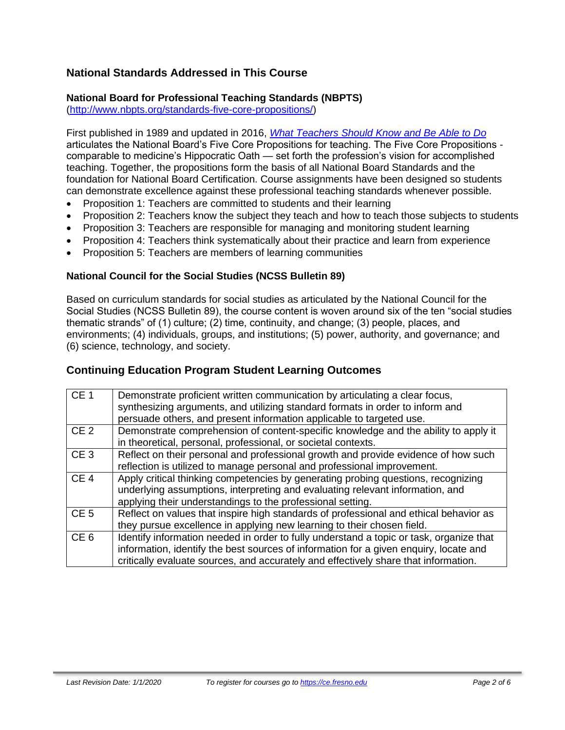## National Standards Addressed in This Course

### National Board for Professional Teaching Standards (NBPTS)

(http://www.nbpts.org/standards-five-core-propositions/)

First published in 1989 and updated in 2016, *What Teachers Should Know and Be Able to Do* articulates the National Board's Five Core Propositions for teaching. The Five Core Propositions - comparable to medicine's Hippocratic Oath — set forth the profession's vision for accomplished teaching. Together, the propositions form the basis of all National Board Standards and the foundation for National Board Certification. Course assignments have been designed so students can demonstrate excellence against these professional teaching standards whenever possible.

- Proposition 1: Teachers are committed to students and their learning
- Proposition 2: Teachers know the subject they teach and how to teach those subjects to students
- Proposition 3: Teachers are responsible for managing and monitoring student learning
- Proposition 4: Teachers think systematically about their practice and learn from experience
- Proposition 5: Teachers are members of learning communities

### National Council for the Social Studies (NCSS Bulletin 89)

Based on curriculum standards for social studies as articulated by the National Council for the Social Studies (NCSS Bulletin 89), the course content is woven around six of the ten "social studies thematic strands" of (1) culture; (2) time, continuity, and change; (3) people, places, and environments; (4) individuals, groups, and institutions; (5) power, authority, and governance; and (6) science, technology, and society.

## Continuing Education Program Student Learning Outcomes

| | |
|---|---|
| CE 1 | Demonstrate proficient written communication by articulating a clear focus, synthesizing arguments, and utilizing standard formats in order to inform and persuade others, and present information applicable to targeted use. |
| CE 2 | Demonstrate comprehension of content-specific knowledge and the ability to apply it in theoretical, personal, professional, or societal contexts. |
| CE 3 | Reflect on their personal and professional growth and provide evidence of how such reflection is utilized to manage personal and professional improvement. |
| CE 4 | Apply critical thinking competencies by generating probing questions, recognizing underlying assumptions, interpreting and evaluating relevant information, and applying their understandings to the professional setting. |
| CE 5 | Reflect on values that inspire high standards of professional and ethical behavior as they pursue excellence in applying new learning to their chosen field. |
| CE 6 | Identify information needed in order to fully understand a topic or task, organize that information, identify the best sources of information for a given enquiry, locate and critically evaluate sources, and accurately and effectively share that information. |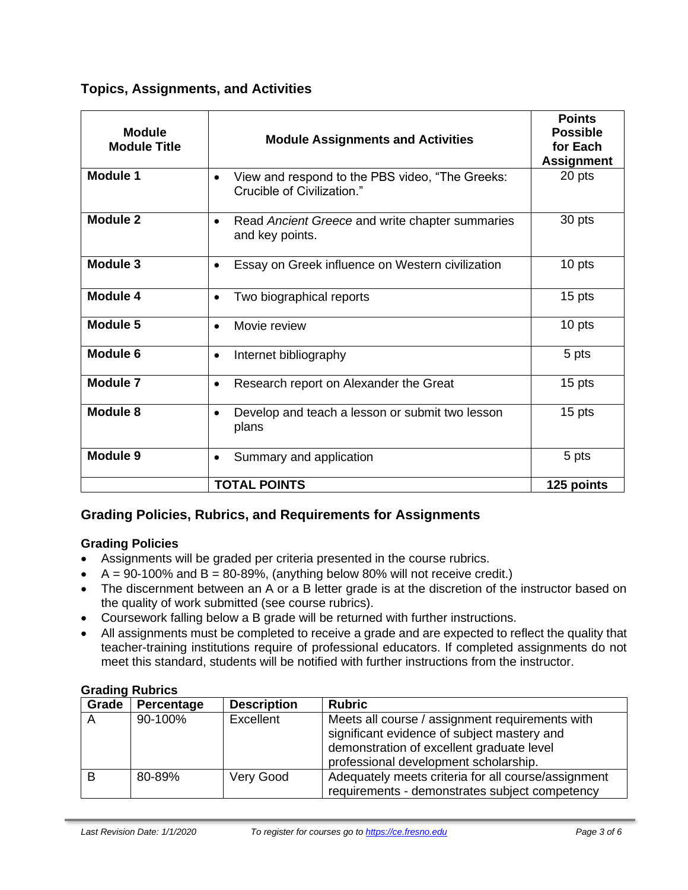## Topics, Assignments, and Activities

| Module<br>Module Title | Module Assignments and Activities | Points Possible for Each Assignment |
|---|---|---|
| **Module 1** | • View and respond to the PBS video, "The Greeks: Crucible of Civilization." | 20 pts |
| **Module 2** | • Read *Ancient Greece* and write chapter summaries and key points. | 30 pts |
| **Module 3** | • Essay on Greek influence on Western civilization | 10 pts |
| **Module 4** | • Two biographical reports | 15 pts |
| **Module 5** | • Movie review | 10 pts |
| **Module 6** | • Internet bibliography | 5 pts |
| **Module 7** | • Research report on Alexander the Great | 15 pts |
| **Module 8** | • Develop and teach a lesson or submit two lesson plans | 15 pts |
| **Module 9** | • Summary and application | 5 pts |
| | **TOTAL POINTS** | **125 points** |

## Grading Policies, Rubrics, and Requirements for Assignments

### Grading Policies

- Assignments will be graded per criteria presented in the course rubrics.
- A = 90-100% and B = 80-89%, (anything below 80% will not receive credit.)
- The discernment between an A or a B letter grade is at the discretion of the instructor based on the quality of work submitted (see course rubrics).
- Coursework falling below a B grade will be returned with further instructions.
- All assignments must be completed to receive a grade and are expected to reflect the quality that teacher-training institutions require of professional educators. If completed assignments do not meet this standard, students will be notified with further instructions from the instructor.

### Grading Rubrics

| Grade | Percentage | Description | Rubric |
|---|---|---|---|
| A | 90-100% | Excellent | Meets all course / assignment requirements with significant evidence of subject mastery and demonstration of excellent graduate level professional development scholarship. |
| B | 80-89% | Very Good | Adequately meets criteria for all course/assignment requirements - demonstrates subject competency |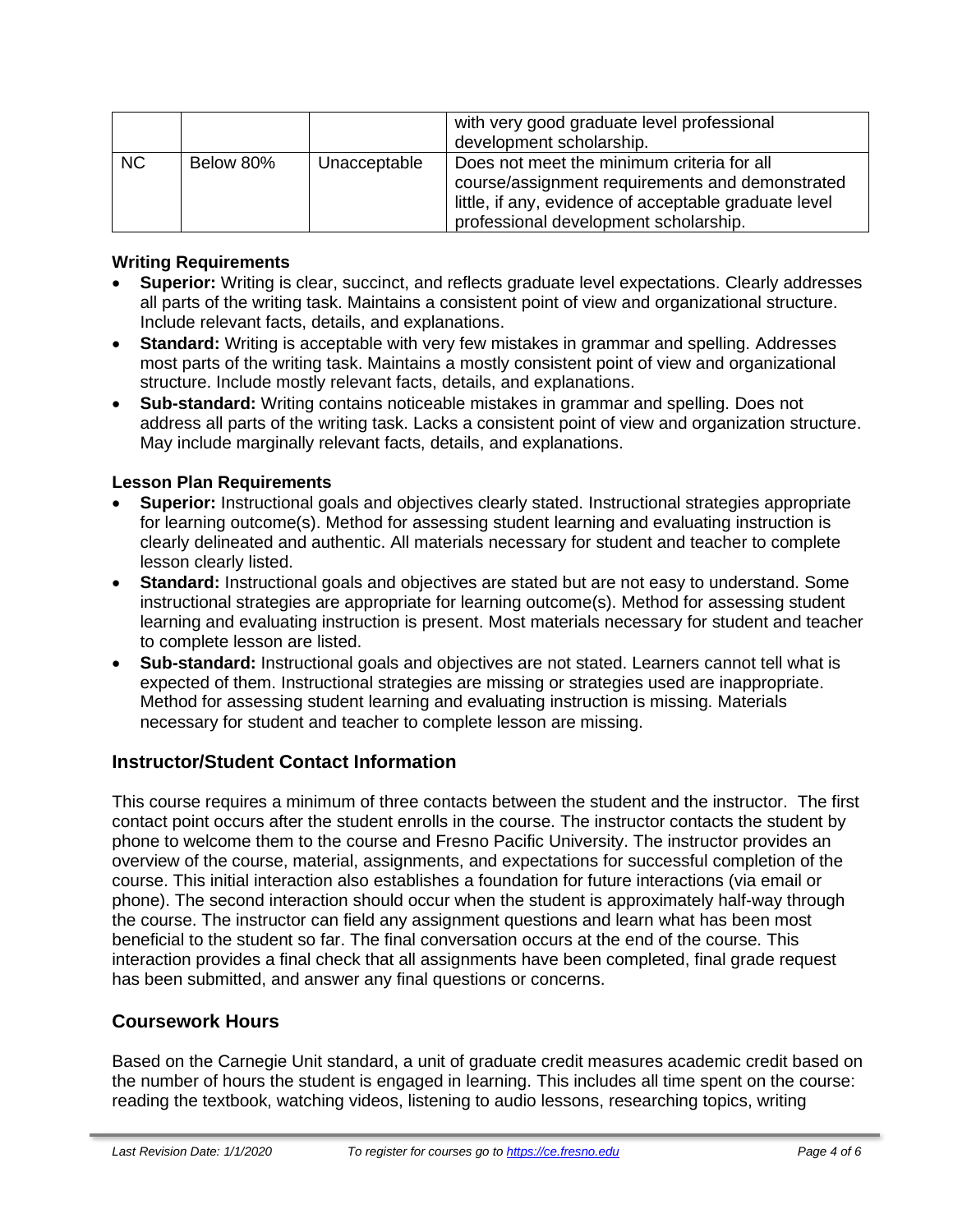|  |  |  | with very good graduate level professional development scholarship. |
| --- | --- | --- | --- |
| NC | Below 80% | Unacceptable | Does not meet the minimum criteria for all course/assignment requirements and demonstrated little, if any, evidence of acceptable graduate level professional development scholarship. |

**Writing Requirements**

- **Superior:** Writing is clear, succinct, and reflects graduate level expectations. Clearly addresses all parts of the writing task. Maintains a consistent point of view and organizational structure. Include relevant facts, details, and explanations.
- **Standard:** Writing is acceptable with very few mistakes in grammar and spelling. Addresses most parts of the writing task. Maintains a mostly consistent point of view and organizational structure. Include mostly relevant facts, details, and explanations.
- **Sub-standard:** Writing contains noticeable mistakes in grammar and spelling. Does not address all parts of the writing task. Lacks a consistent point of view and organization structure. May include marginally relevant facts, details, and explanations.

**Lesson Plan Requirements**

- **Superior:** Instructional goals and objectives clearly stated. Instructional strategies appropriate for learning outcome(s). Method for assessing student learning and evaluating instruction is clearly delineated and authentic. All materials necessary for student and teacher to complete lesson clearly listed.
- **Standard:** Instructional goals and objectives are stated but are not easy to understand. Some instructional strategies are appropriate for learning outcome(s). Method for assessing student learning and evaluating instruction is present. Most materials necessary for student and teacher to complete lesson are listed.
- **Sub-standard:** Instructional goals and objectives are not stated. Learners cannot tell what is expected of them. Instructional strategies are missing or strategies used are inappropriate. Method for assessing student learning and evaluating instruction is missing. Materials necessary for student and teacher to complete lesson are missing.

## Instructor/Student Contact Information

This course requires a minimum of three contacts between the student and the instructor. The first contact point occurs after the student enrolls in the course. The instructor contacts the student by phone to welcome them to the course and Fresno Pacific University. The instructor provides an overview of the course, material, assignments, and expectations for successful completion of the course. This initial interaction also establishes a foundation for future interactions (via email or phone). The second interaction should occur when the student is approximately half-way through the course. The instructor can field any assignment questions and learn what has been most beneficial to the student so far. The final conversation occurs at the end of the course. This interaction provides a final check that all assignments have been completed, final grade request has been submitted, and answer any final questions or concerns.

## Coursework Hours

Based on the Carnegie Unit standard, a unit of graduate credit measures academic credit based on the number of hours the student is engaged in learning. This includes all time spent on the course: reading the textbook, watching videos, listening to audio lessons, researching topics, writing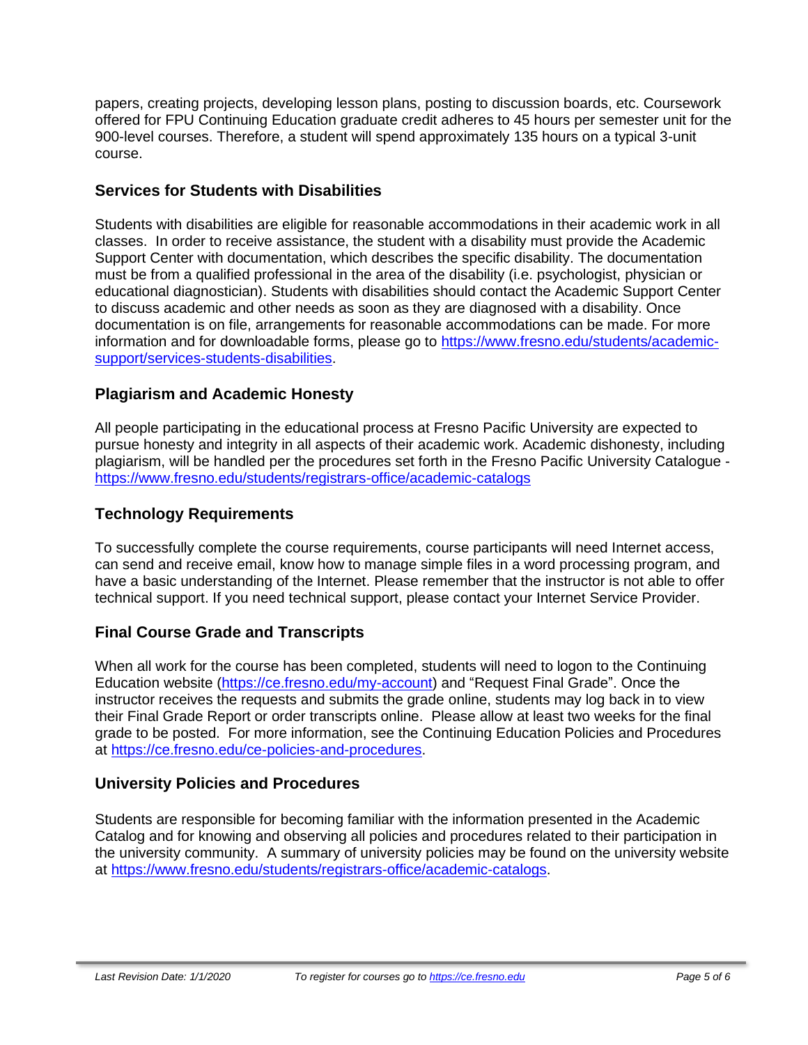papers, creating projects, developing lesson plans, posting to discussion boards, etc. Coursework offered for FPU Continuing Education graduate credit adheres to 45 hours per semester unit for the 900-level courses. Therefore, a student will spend approximately 135 hours on a typical 3-unit course.

### Services for Students with Disabilities

Students with disabilities are eligible for reasonable accommodations in their academic work in all classes. In order to receive assistance, the student with a disability must provide the Academic Support Center with documentation, which describes the specific disability. The documentation must be from a qualified professional in the area of the disability (i.e. psychologist, physician or educational diagnostician). Students with disabilities should contact the Academic Support Center to discuss academic and other needs as soon as they are diagnosed with a disability. Once documentation is on file, arrangements for reasonable accommodations can be made. For more information and for downloadable forms, please go to [https://www.fresno.edu/students/academic-support/services-students-disabilities](https://www.fresno.edu/students/academic-support/services-students-disabilities).

### Plagiarism and Academic Honesty

All people participating in the educational process at Fresno Pacific University are expected to pursue honesty and integrity in all aspects of their academic work. Academic dishonesty, including plagiarism, will be handled per the procedures set forth in the Fresno Pacific University Catalogue - [https://www.fresno.edu/students/registrars-office/academic-catalogs](https://www.fresno.edu/students/registrars-office/academic-catalogs)

### Technology Requirements

To successfully complete the course requirements, course participants will need Internet access, can send and receive email, know how to manage simple files in a word processing program, and have a basic understanding of the Internet. Please remember that the instructor is not able to offer technical support. If you need technical support, please contact your Internet Service Provider.

### Final Course Grade and Transcripts

When all work for the course has been completed, students will need to logon to the Continuing Education website ([https://ce.fresno.edu/my-account](https://ce.fresno.edu/my-account)) and "Request Final Grade". Once the instructor receives the requests and submits the grade online, students may log back in to view their Final Grade Report or order transcripts online. Please allow at least two weeks for the final grade to be posted. For more information, see the Continuing Education Policies and Procedures at [https://ce.fresno.edu/ce-policies-and-procedures](https://ce.fresno.edu/ce-policies-and-procedures).

### University Policies and Procedures

Students are responsible for becoming familiar with the information presented in the Academic Catalog and for knowing and observing all policies and procedures related to their participation in the university community. A summary of university policies may be found on the university website at [https://www.fresno.edu/students/registrars-office/academic-catalogs](https://www.fresno.edu/students/registrars-office/academic-catalogs).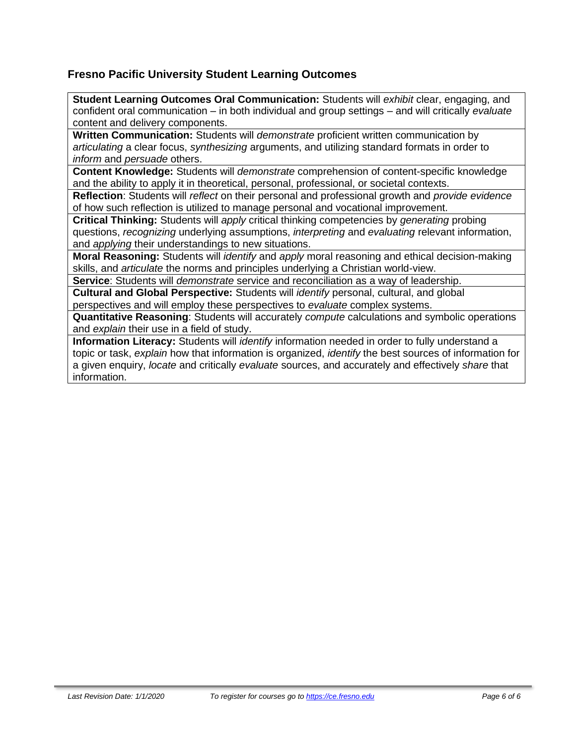## Fresno Pacific University Student Learning Outcomes

| |
|---|
| **Student Learning Outcomes Oral Communication:** Students will *exhibit* clear, engaging, and confident oral communication – in both individual and group settings – and will critically *evaluate* content and delivery components. |
| **Written Communication:** Students will *demonstrate* proficient written communication by *articulating* a clear focus, *synthesizing* arguments, and utilizing standard formats in order to *inform* and *persuade* others. |
| **Content Knowledge:** Students will *demonstrate* comprehension of content-specific knowledge and the ability to apply it in theoretical, personal, professional, or societal contexts. |
| **Reflection**: Students will *reflect* on their personal and professional growth and *provide evidence* of how such reflection is utilized to manage personal and vocational improvement. |
| **Critical Thinking:** Students will *apply* critical thinking competencies by *generating* probing questions, *recognizing* underlying assumptions, *interpreting* and *evaluating* relevant information, and *applying* their understandings to new situations. |
| **Moral Reasoning:** Students will *identify* and *apply* moral reasoning and ethical decision-making skills, and *articulate* the norms and principles underlying a Christian world-view. |
| **Service**: Students will *demonstrate* service and reconciliation as a way of leadership. |
| **Cultural and Global Perspective:** Students will *identify* personal, cultural, and global perspectives and will employ these perspectives to *evaluate* complex systems. |
| **Quantitative Reasoning**: Students will accurately *compute* calculations and symbolic operations and *explain* their use in a field of study. |
| **Information Literacy:** Students will *identify* information needed in order to fully understand a topic or task, *explain* how that information is organized, *identify* the best sources of information for a given enquiry, *locate* and critically *evaluate* sources, and accurately and effectively *share* that information. |